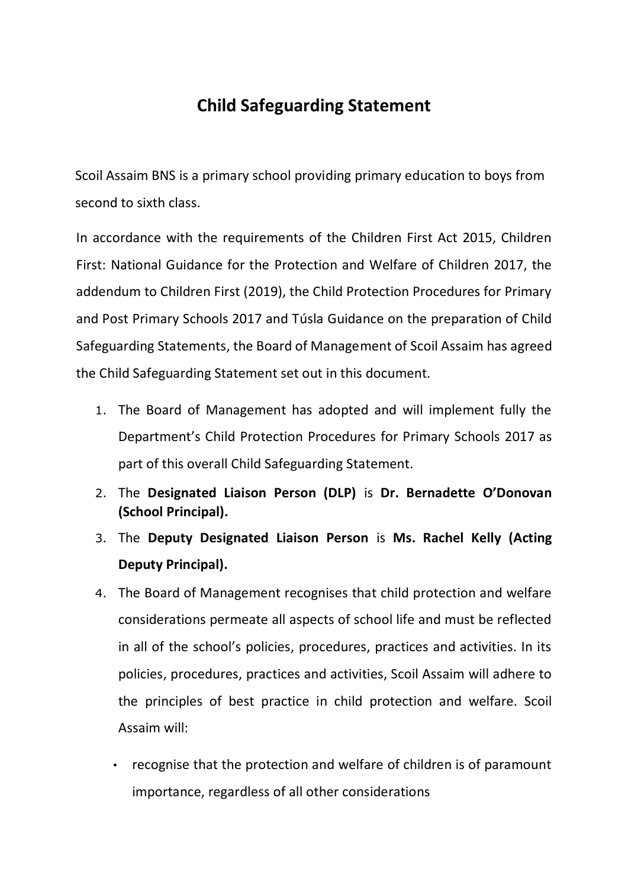# Child Safeguarding Statement

Scoil Assaim BNS is a primary school providing primary education to boys from second to sixth class.

In accordance with the requirements of the Children First Act 2015, Children First: National Guidance for the Protection and Welfare of Children 2017, the addendum to Children First (2019), the Child Protection Procedures for Primary and Post Primary Schools 2017 and Túsla Guidance on the preparation of Child Safeguarding Statements, the Board of Management of Scoil Assaim has agreed the Child Safeguarding Statement set out in this document.

1. The Board of Management has adopted and will implement fully the Department's Child Protection Procedures for Primary Schools 2017 as part of this overall Child Safeguarding Statement.
2. The **Designated Liaison Person (DLP)** is **Dr. Bernadette O'Donovan (School Principal).**
3. The **Deputy Designated Liaison Person** is **Ms. Rachel Kelly (Acting Deputy Principal).**
4. The Board of Management recognises that child protection and welfare considerations permeate all aspects of school life and must be reflected in all of the school's policies, procedures, practices and activities. In its policies, procedures, practices and activities, Scoil Assaim will adhere to the principles of best practice in child protection and welfare. Scoil Assaim will:
   - recognise that the protection and welfare of children is of paramount importance, regardless of all other considerations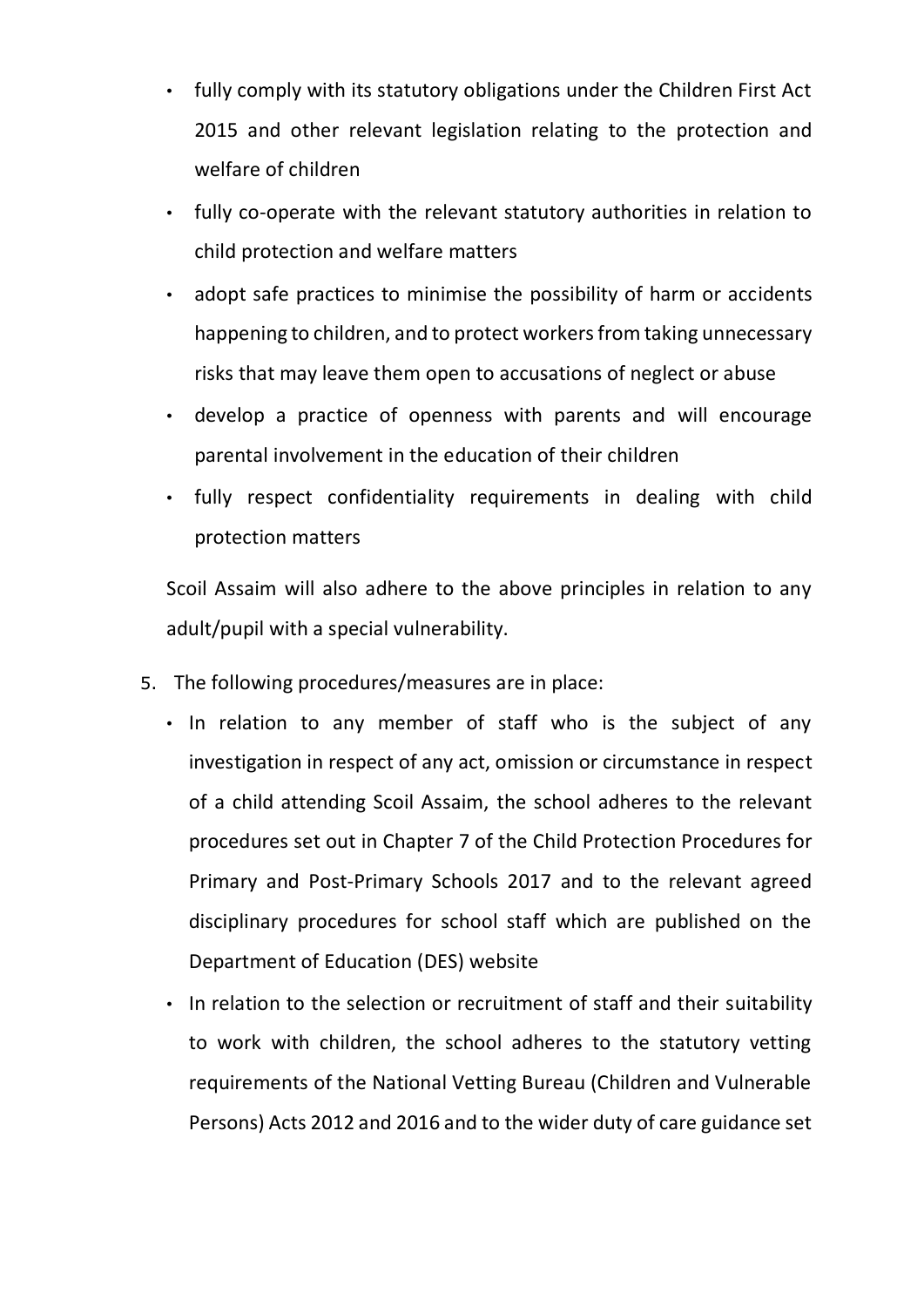- fully comply with its statutory obligations under the Children First Act 2015 and other relevant legislation relating to the protection and welfare of children
- fully co-operate with the relevant statutory authorities in relation to child protection and welfare matters
- adopt safe practices to minimise the possibility of harm or accidents happening to children, and to protect workers from taking unnecessary risks that may leave them open to accusations of neglect or abuse
- develop a practice of openness with parents and will encourage parental involvement in the education of their children
- fully respect confidentiality requirements in dealing with child protection matters

Scoil Assaim will also adhere to the above principles in relation to any adult/pupil with a special vulnerability.

5. The following procedures/measures are in place:
   - In relation to any member of staff who is the subject of any investigation in respect of any act, omission or circumstance in respect of a child attending Scoil Assaim, the school adheres to the relevant procedures set out in Chapter 7 of the Child Protection Procedures for Primary and Post-Primary Schools 2017 and to the relevant agreed disciplinary procedures for school staff which are published on the Department of Education (DES) website
   - In relation to the selection or recruitment of staff and their suitability to work with children, the school adheres to the statutory vetting requirements of the National Vetting Bureau (Children and Vulnerable Persons) Acts 2012 and 2016 and to the wider duty of care guidance set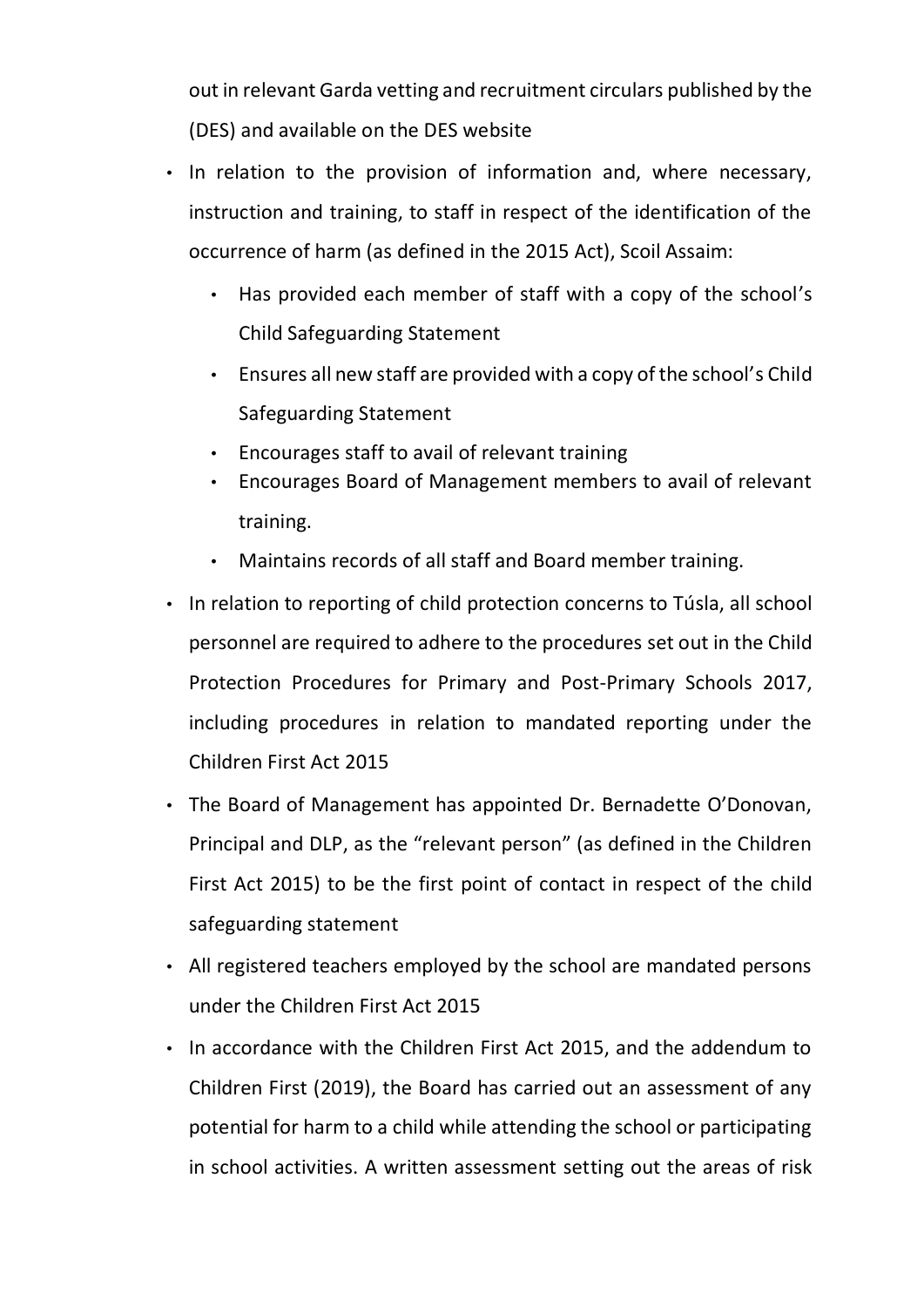out in relevant Garda vetting and recruitment circulars published by the (DES) and available on the DES website

- In relation to the provision of information and, where necessary, instruction and training, to staff in respect of the identification of the occurrence of harm (as defined in the 2015 Act), Scoil Assaim:
    - Has provided each member of staff with a copy of the school's Child Safeguarding Statement
    - Ensures all new staff are provided with a copy of the school's Child Safeguarding Statement
    - Encourages staff to avail of relevant training
    - Encourages Board of Management members to avail of relevant training.
    - Maintains records of all staff and Board member training.
- In relation to reporting of child protection concerns to Túsla, all school personnel are required to adhere to the procedures set out in the Child Protection Procedures for Primary and Post-Primary Schools 2017, including procedures in relation to mandated reporting under the Children First Act 2015
- The Board of Management has appointed Dr. Bernadette O'Donovan, Principal and DLP, as the "relevant person" (as defined in the Children First Act 2015) to be the first point of contact in respect of the child safeguarding statement
- All registered teachers employed by the school are mandated persons under the Children First Act 2015
- In accordance with the Children First Act 2015, and the addendum to Children First (2019), the Board has carried out an assessment of any potential for harm to a child while attending the school or participating in school activities. A written assessment setting out the areas of risk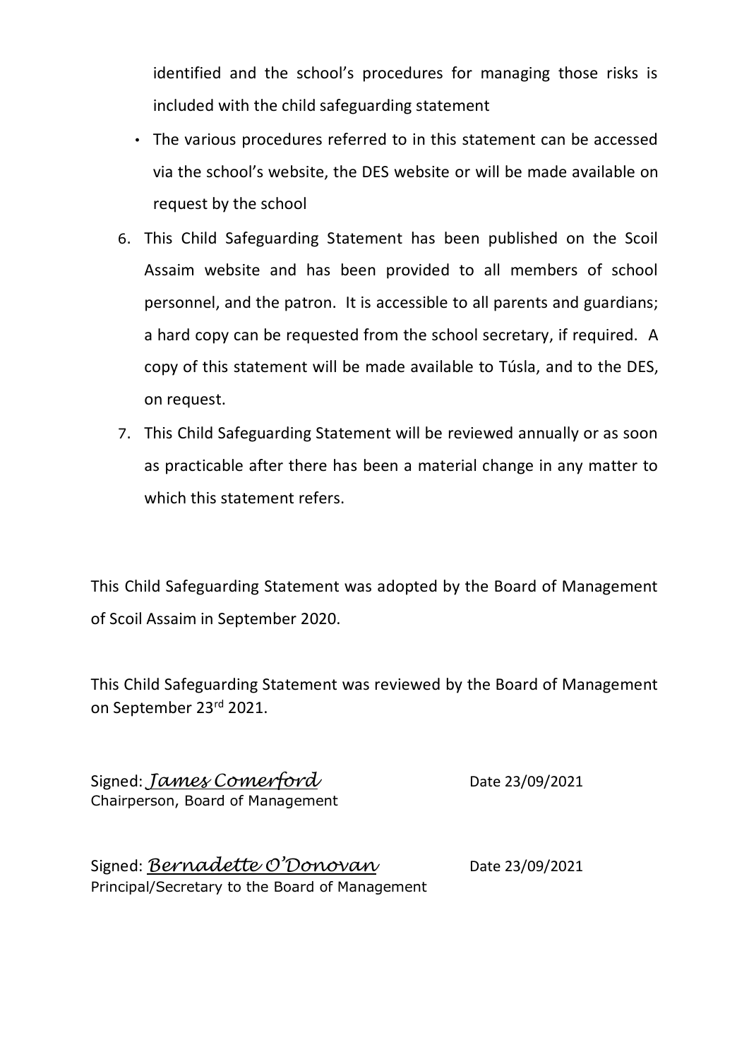identified and the school's procedures for managing those risks is included with the child safeguarding statement

- The various procedures referred to in this statement can be accessed via the school's website, the DES website or will be made available on request by the school

6. This Child Safeguarding Statement has been published on the Scoil Assaim website and has been provided to all members of school personnel, and the patron. It is accessible to all parents and guardians; a hard copy can be requested from the school secretary, if required. A copy of this statement will be made available to Túsla, and to the DES, on request.
7. This Child Safeguarding Statement will be reviewed annually or as soon as practicable after there has been a material change in any matter to which this statement refers.

This Child Safeguarding Statement was adopted by the Board of Management of Scoil Assaim in September 2020.

This Child Safeguarding Statement was reviewed by the Board of Management on September 23rd 2021.

Signed: *James Comerford* Date 23/09/2021
Chairperson, Board of Management

Signed: *Bernadette O'Donovan* Date 23/09/2021
Principal/Secretary to the Board of Management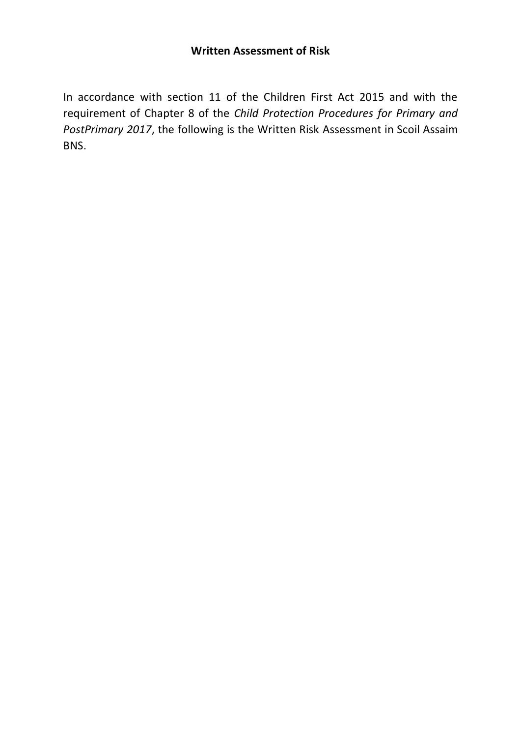**Written Assessment of Risk**

In accordance with section 11 of the Children First Act 2015 and with the requirement of Chapter 8 of the *Child Protection Procedures for Primary and PostPrimary 2017*, the following is the Written Risk Assessment in Scoil Assaim BNS.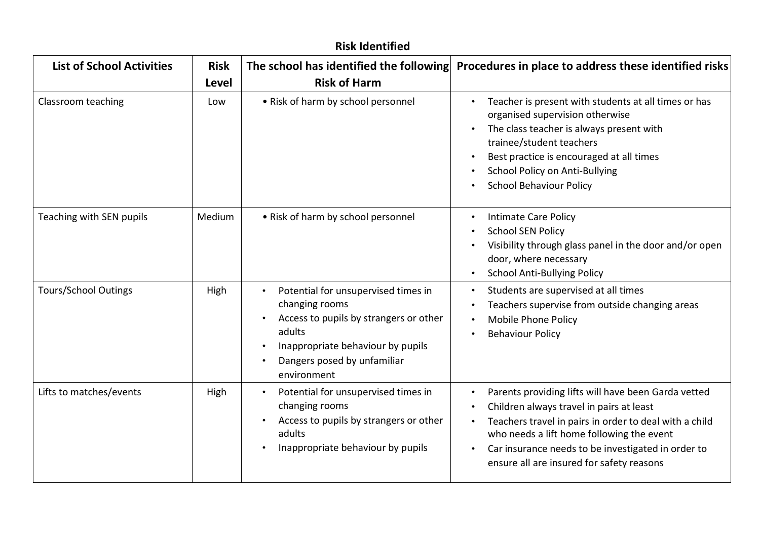## Risk Identified

| List of School Activities | Risk Level | The school has identified the following Risk of Harm | Procedures in place to address these identified risks |
|---|---|---|---|
| Classroom teaching | Low | • Risk of harm by school personnel | • Teacher is present with students at all times or has organised supervision otherwise<br>• The class teacher is always present with trainee/student teachers<br>• Best practice is encouraged at all times<br>• School Policy on Anti-Bullying<br>• School Behaviour Policy |
| Teaching with SEN pupils | Medium | • Risk of harm by school personnel | • Intimate Care Policy<br>• School SEN Policy<br>• Visibility through glass panel in the door and/or open door, where necessary<br>• School Anti-Bullying Policy |
| Tours/School Outings | High | • Potential for unsupervised times in changing rooms<br>• Access to pupils by strangers or other adults<br>• Inappropriate behaviour by pupils<br>• Dangers posed by unfamiliar environment | • Students are supervised at all times<br>• Teachers supervise from outside changing areas<br>• Mobile Phone Policy<br>• Behaviour Policy |
| Lifts to matches/events | High | • Potential for unsupervised times in changing rooms<br>• Access to pupils by strangers or other adults<br>• Inappropriate behaviour by pupils | • Parents providing lifts will have been Garda vetted<br>• Children always travel in pairs at least<br>• Teachers travel in pairs in order to deal with a child who needs a lift home following the event<br>• Car insurance needs to be investigated in order to ensure all are insured for safety reasons |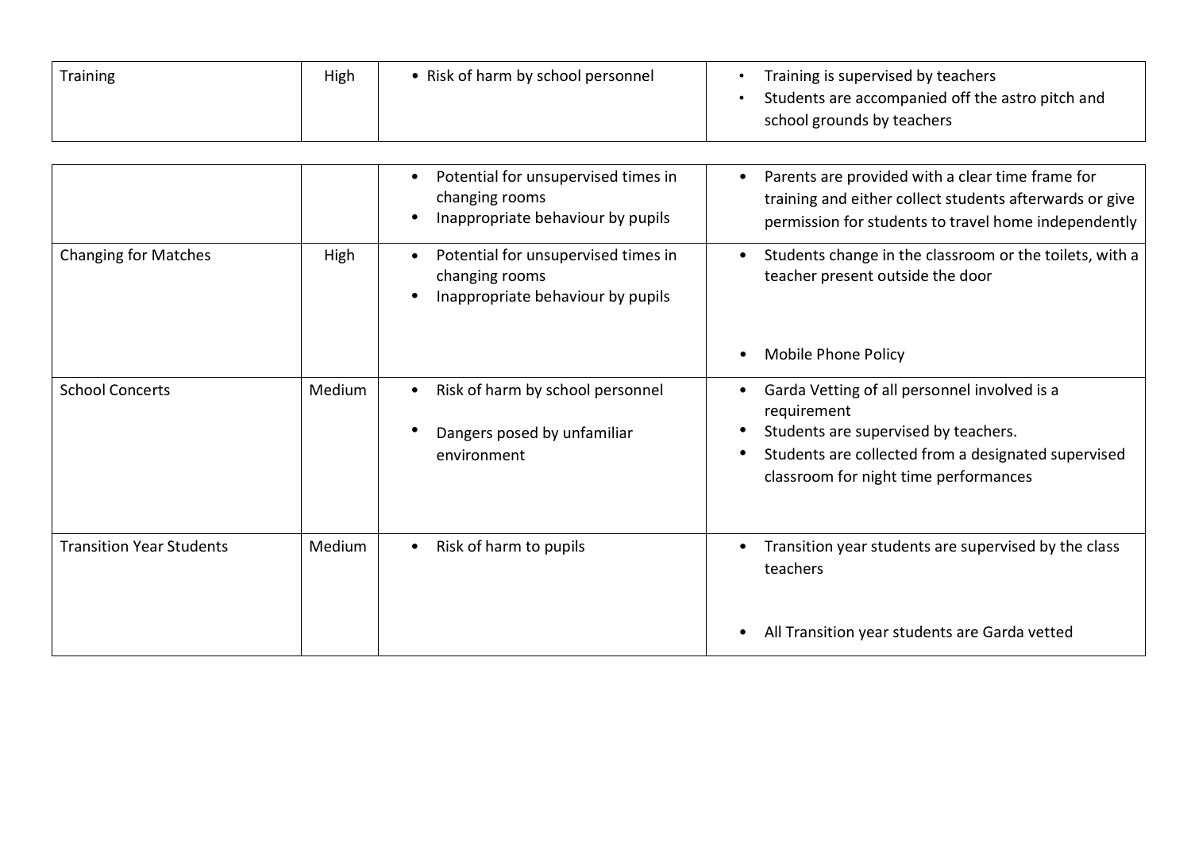| | | | |
|---|---|---|---|
| Training | High | • Risk of harm by school personnel | • Training is supervised by teachers<br>• Students are accompanied off the astro pitch and school grounds by teachers |
| | | • Potential for unsupervised times in changing rooms<br>• Inappropriate behaviour by pupils | • Parents are provided with a clear time frame for training and either collect students afterwards or give permission for students to travel home independently |
| Changing for Matches | High | • Potential for unsupervised times in changing rooms<br>• Inappropriate behaviour by pupils | • Students change in the classroom or the toilets, with a teacher present outside the door<br>• Mobile Phone Policy |
| School Concerts | Medium | • Risk of harm by school personnel<br>• Dangers posed by unfamiliar environment | • Garda Vetting of all personnel involved is a requirement<br>• Students are supervised by teachers.<br>• Students are collected from a designated supervised classroom for night time performances |
| Transition Year Students | Medium | • Risk of harm to pupils | • Transition year students are supervised by the class teachers<br>• All Transition year students are Garda vetted |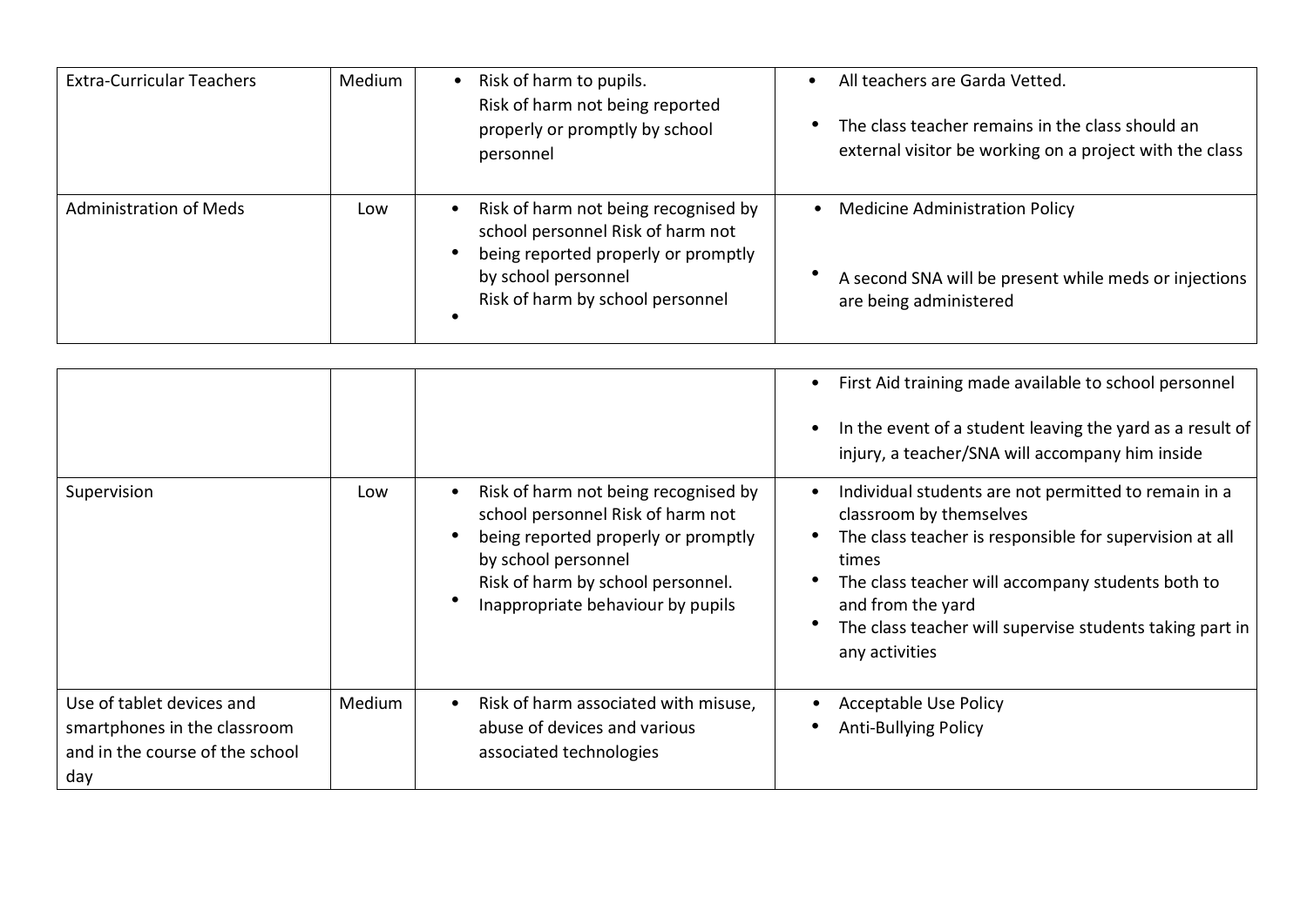| Extra-Curricular Teachers | Medium | • Risk of harm to pupils. Risk of harm not being reported properly or promptly by school personnel | • All teachers are Garda Vetted.<br>• The class teacher remains in the class should an external visitor be working on a project with the class |
|---|---|---|---|
| Administration of Meds | Low | • Risk of harm not being recognised by school personnel Risk of harm not<br>• being reported properly or promptly by school personnel Risk of harm by school personnel<br>• | • Medicine Administration Policy<br>• A second SNA will be present while meds or injections are being administered<br>• First Aid training made available to school personnel<br>• In the event of a student leaving the yard as a result of injury, a teacher/SNA will accompany him inside |
| Supervision | Low | • Risk of harm not being recognised by school personnel Risk of harm not<br>• being reported properly or promptly by school personnel Risk of harm by school personnel.<br>• Inappropriate behaviour by pupils | • Individual students are not permitted to remain in a classroom by themselves<br>• The class teacher is responsible for supervision at all times<br>• The class teacher will accompany students both to and from the yard<br>• The class teacher will supervise students taking part in any activities |
| Use of tablet devices and smartphones in the classroom and in the course of the school day | Medium | • Risk of harm associated with misuse, abuse of devices and various associated technologies | • Acceptable Use Policy<br>• Anti-Bullying Policy |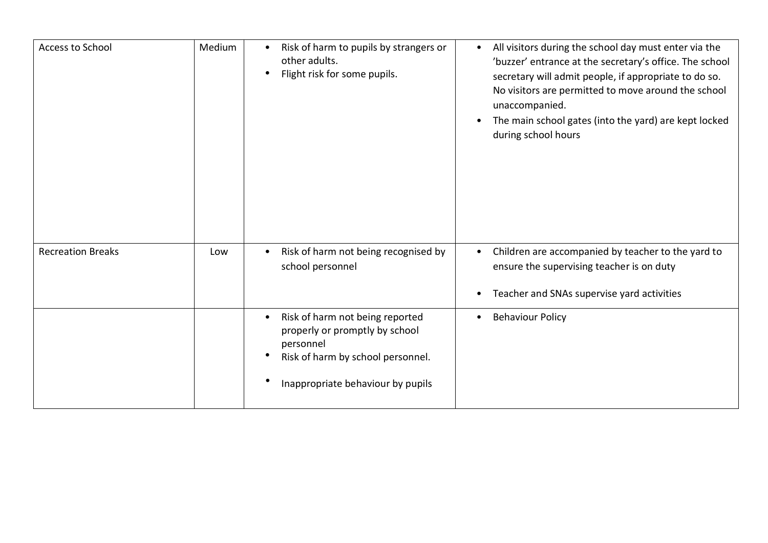| | | | |
|---|---|---|---|
| Access to School | Medium | • Risk of harm to pupils by strangers or other adults.<br>• Flight risk for some pupils. | • All visitors during the school day must enter via the 'buzzer' entrance at the secretary's office. The school secretary will admit people, if appropriate to do so. No visitors are permitted to move around the school unaccompanied.<br>• The main school gates (into the yard) are kept locked during school hours |
| Recreation Breaks | Low | • Risk of harm not being recognised by school personnel | • Children are accompanied by teacher to the yard to ensure the supervising teacher is on duty<br>• Teacher and SNAs supervise yard activities |
| | | • Risk of harm not being reported properly or promptly by school personnel<br>• Risk of harm by school personnel.<br>• Inappropriate behaviour by pupils | • Behaviour Policy |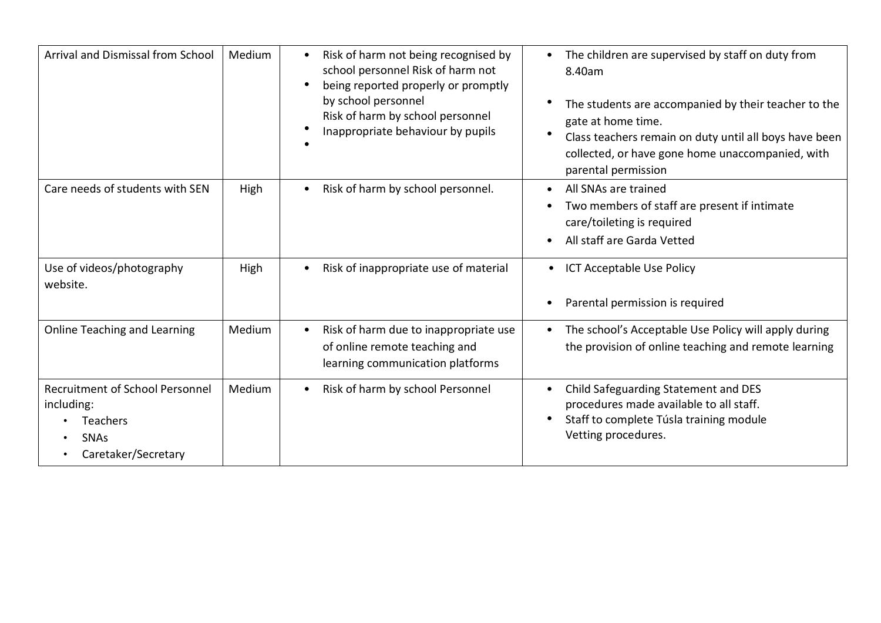| | | | |
|---|---|---|---|
| Arrival and Dismissal from School | Medium | • Risk of harm not being recognised by school personnel Risk of harm not<br>• being reported properly or promptly by school personnel<br>Risk of harm by school personnel<br>• Inappropriate behaviour by pupils<br>• | • The children are supervised by staff on duty from 8.40am<br>• The students are accompanied by their teacher to the gate at home time.<br>• Class teachers remain on duty until all boys have been collected, or have gone home unaccompanied, with parental permission |
| Care needs of students with SEN | High | • Risk of harm by school personnel. | • All SNAs are trained<br>• Two members of staff are present if intimate care/toileting is required<br>• All staff are Garda Vetted |
| Use of videos/photography website. | High | • Risk of inappropriate use of material | • ICT Acceptable Use Policy<br>• Parental permission is required |
| Online Teaching and Learning | Medium | • Risk of harm due to inappropriate use of online remote teaching and learning communication platforms | • The school's Acceptable Use Policy will apply during the provision of online teaching and remote learning |
| Recruitment of School Personnel including:<br>• Teachers<br>• SNAs<br>• Caretaker/Secretary | Medium | • Risk of harm by school Personnel | • Child Safeguarding Statement and DES procedures made available to all staff.<br>• Staff to complete Túsla training module Vetting procedures. |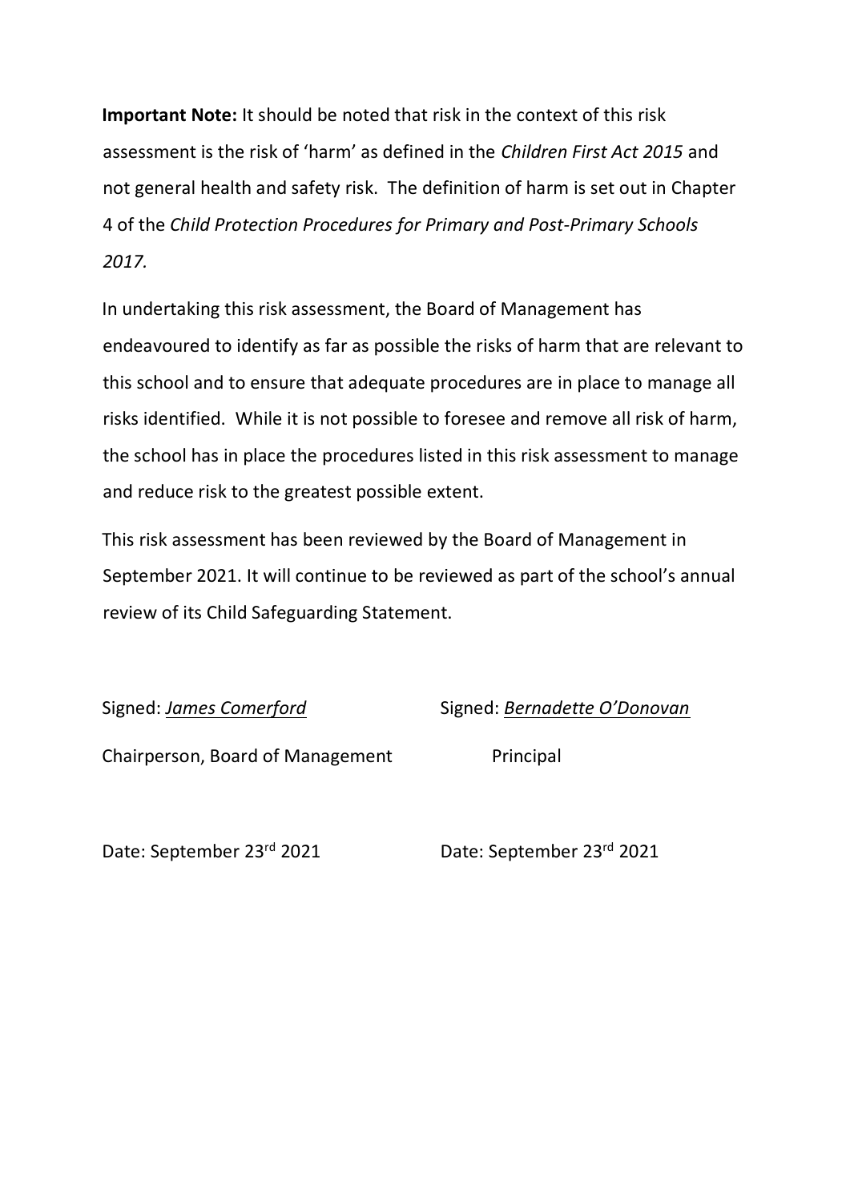**Important Note:** It should be noted that risk in the context of this risk assessment is the risk of 'harm' as defined in the *Children First Act 2015* and not general health and safety risk. The definition of harm is set out in Chapter 4 of the *Child Protection Procedures for Primary and Post-Primary Schools 2017.*

In undertaking this risk assessment, the Board of Management has endeavoured to identify as far as possible the risks of harm that are relevant to this school and to ensure that adequate procedures are in place to manage all risks identified. While it is not possible to foresee and remove all risk of harm, the school has in place the procedures listed in this risk assessment to manage and reduce risk to the greatest possible extent.

This risk assessment has been reviewed by the Board of Management in September 2021. It will continue to be reviewed as part of the school's annual review of its Child Safeguarding Statement.

Signed: *James Comerford*

Chairperson, Board of Management

Date: September 23rd 2021

Signed: *Bernadette O'Donovan*

Principal

Date: September 23rd 2021